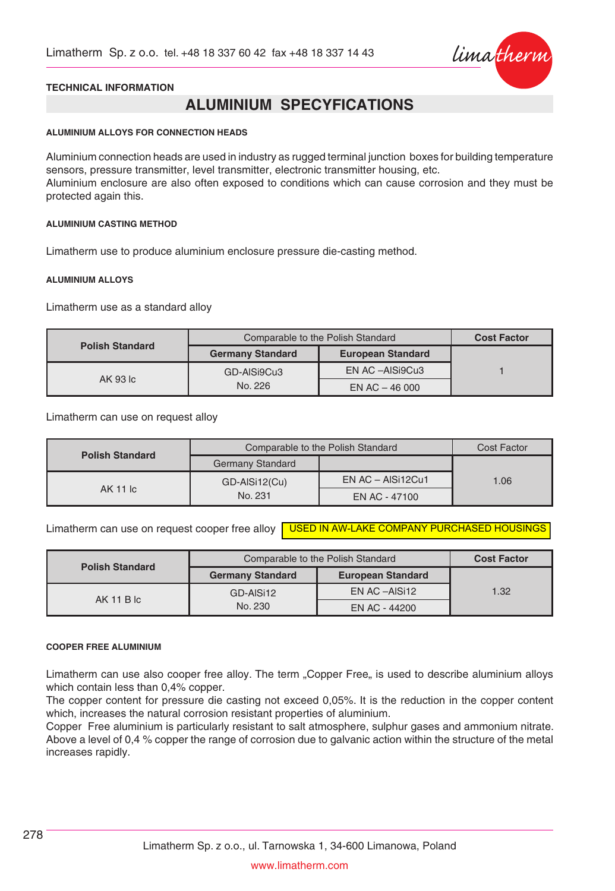TECHNICAL INFORMATION

# ALUMINIUM SPECYFICATIONS

## ALUMINIUM ALLOYS FOR CONNECTION HEADS

Aluminium connection heads are used in industry as rugged terminal junction boxes for building temperature sensors, pressure transmitter, level transmitter, electronic transmitter housing, etc.
Aluminium enclosure are also often exposed to conditions which can cause corrosion and they must be protected again this.

## ALUMINIUM CASTING METHOD

Limatherm use to produce aluminium enclosure pressure die-casting method.

## ALUMINIUM ALLOYS

Limatherm use as a standard alloy

| Polish Standard | Comparable to the Polish Standard | | Cost Factor |
|---|---|---|---|
| | Germany Standard | European Standard | |
| AK 93 lc | GD-AlSi9Cu3 No. 226 | EN AC –AlSi9Cu3 | 1 |
| | | EN AC – 46 000 | |

Limatherm can use on request alloy

| Polish Standard | Comparable to the Polish Standard | | Cost Factor |
|---|---|---|---|
| | Germany Standard | | |
| AK 11 lc | GD-AlSi12(Cu) No. 231 | EN AC – AlSi12Cu1 | 1.06 |
| | | EN AC - 47100 | |

Limatherm can use on request cooper free alloy USED IN AW-LAKE COMPANY PURCHASED HOUSINGS

| Polish Standard | Comparable to the Polish Standard | | Cost Factor |
|---|---|---|---|
| | Germany Standard | European Standard | |
| AK 11 B lc | GD-AlSi12 No. 230 | EN AC –AlSi12 | 1.32 |
| | | EN AC - 44200 | |

## COOPER FREE ALUMINIUM

Limatherm can use also cooper free alloy. The term „Copper Free„ is used to describe aluminium alloys which contain less than 0,4% copper.
The copper content for pressure die casting not exceed 0,05%. It is the reduction in the copper content which, increases the natural corrosion resistant properties of aluminium.
Copper Free aluminium is particularly resistant to salt atmosphere, sulphur gases and ammonium nitrate. Above a level of 0,4 % copper the range of corrosion due to galvanic action within the structure of the metal increases rapidly.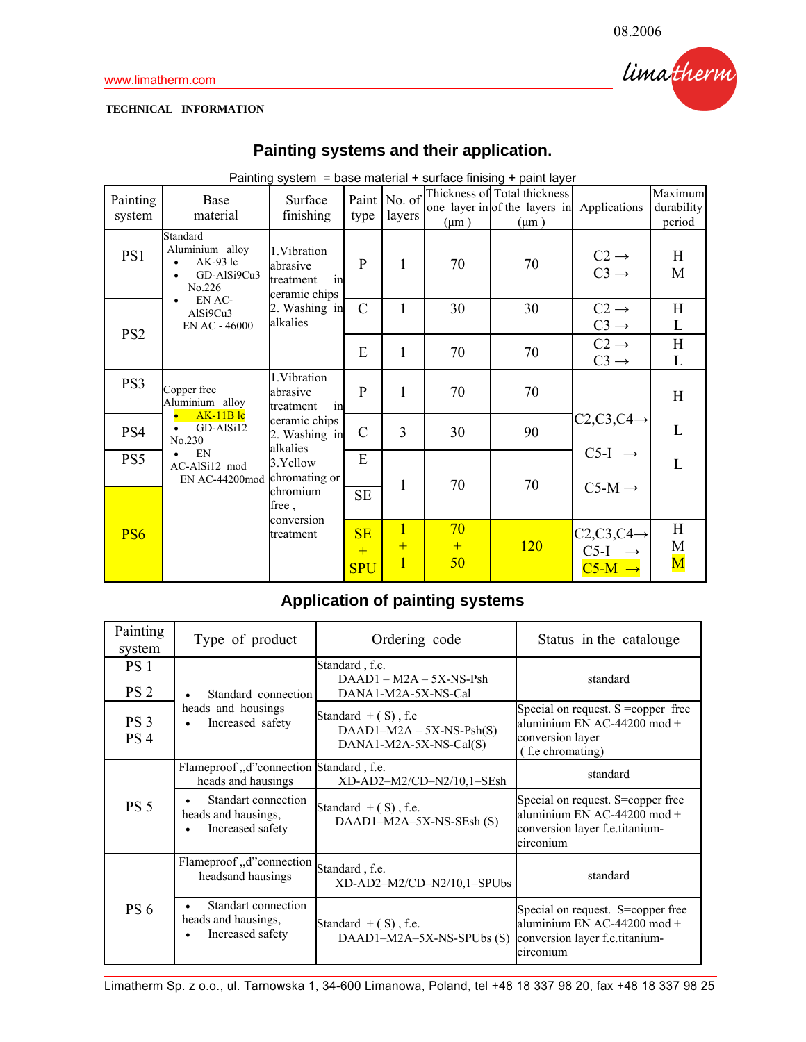TECHNICAL INFORMATION

## Painting systems and their application.

Painting system = base material + surface finising + paint layer

| Painting system | Base material | Surface finishing | Paint type | No. of layers | Thickness of one layer in (μm) | Total thickness of the layers in (μm) | Applications | Maximum durability period |
|---|---|---|---|---|---|---|---|---|
| PS1 | Standard Aluminium alloy<br>• AK-93 lc<br>• GD-AlSi9Cu3 No.226<br>• EN AC-AlSi9Cu3 EN AC - 46000 | 1.Vibration abrasive treatment in ceramic chips<br>2. Washing in alkalies | P | 1 | 70 | 70 | C2 →<br>C3 → | H<br>M |
| PS2 | | | C | 1 | 30 | 30 | C2 →<br>C3 → | H<br>L |
| | | | E | 1 | 70 | 70 | C2 →<br>C3 → | H<br>L |
| PS3 | Copper free Aluminium alloy<br>• AK-11B lc<br>• GD-AlSi12 No.230<br>• EN AC-AlSi12 mod EN AC-44200mod | 1.Vibration abrasive treatment in ceramic chips<br>2. Washing in alkalies<br>3.Yellow chromating or chromium free , conversion treatment | P | 1 | 70 | 70 | C2,C3,C4→<br>C5-I →<br>C5-M → | H |
| PS4 | | | C | 3 | 30 | 90 | | L |
| PS5 | | | E<br>SE | 1 | 70 | 70 | | L |
| PS6 | | | SE + SPU | 1 + 1 | 70 + 50 | 120 | C2,C3,C4→<br>C5-I →<br>C5-M → | H<br>M<br>M |

## Application of painting systems

| Painting system | Type of product | Ordering code | Status in the catalouge |
|---|---|---|---|
| PS 1<br>PS 2 | • Standard connection heads and housings<br>• Increased safety | Standard , f.e.<br>DAAD1 – M2A – 5X-NS-Psh<br>DANA1-M2A-5X-NS-Cal | standard |
| PS 3<br>PS 4 | | Standard + ( S) , f.e<br>DAAD1–M2A – 5X-NS-Psh(S)<br>DANA1-M2A-5X-NS-Cal(S) | Special on request. S =copper free aluminium EN AC-44200 mod + conversion layer ( f.e chromating) |
| PS 5 | Flameproof „d"connection heads and hausings | Standard , f.e.<br>XD-AD2–M2/CD–N2/10,1–SEsh | standard |
| | • Standart connection heads and hausings,<br>• Increased safety | Standard + ( S) , f.e.<br>DAAD1–M2A–5X-NS-SEsh (S) | Special on request. S=copper free aluminium EN AC-44200 mod + conversion layer f.e.titanium-circonium |
| PS 6 | Flameproof „d"connection headsand hausings | Standard , f.e.<br>XD-AD2–M2/CD–N2/10,1–SPUbs | standard |
| | • Standart connection heads and hausings,<br>• Increased safety | Standard + ( S) , f.e.<br>DAAD1–M2A–5X-NS-SPUbs (S) | Special on request. S=copper free aluminium EN AC-44200 mod + conversion layer f.e.titanium-circonium |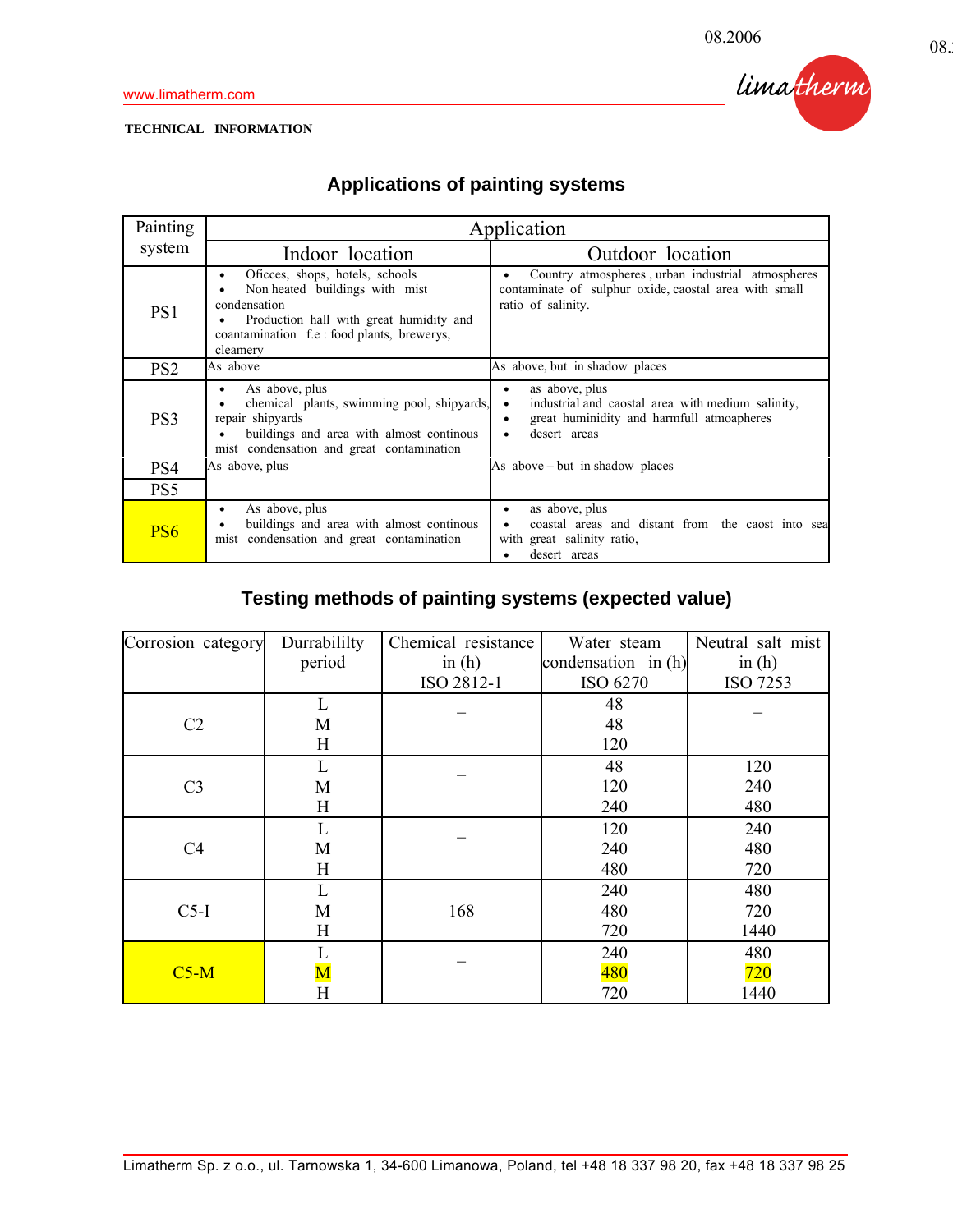**TECHNICAL INFORMATION**

## Applications of painting systems

| Painting system | Application | |
|---|---|---|
| | Indoor location | Outdoor location |
| PS1 | • Oficces, shops, hotels, schools<br>• Non heated buildings with mist condensation<br>• Production hall with great humidity and coantamination f.e : food plants, brewerys, cleamery | • Country atmospheres , urban industrial atmospheres contaminate of sulphur oxide, caostal area with small ratio of salinity. |
| PS2 | As above | As above, but in shadow places |
| PS3 | • As above, plus<br>• chemical plants, swimming pool, shipyards, repair shipyards<br>• buildings and area with almost continous mist condensation and great contamination | • as above, plus<br>• industrial and caostal area with medium salinity,<br>• great huminidity and harmfull atmoapheres<br>• desert areas |
| PS4 | As above, plus | As above – but in shadow places |
| PS5 | | |
| PS6 | • As above, plus<br>• buildings and area with almost continous mist condensation and great contamination | • as above, plus<br>• coastal areas and distant from the caost into sea with great salinity ratio,<br>• desert areas |

## Testing methods of painting systems (expected value)

| Corrosion category | Durrabililty period | Chemical resistance in (h) ISO 2812-1 | Water steam condensation in (h) ISO 6270 | Neutral salt mist in (h) ISO 7253 |
|---|---|---|---|---|
| C2 | L | – | 48 | – |
| | M | | 48 | |
| | H | | 120 | |
| C3 | L | – | 48 | 120 |
| | M | | 120 | 240 |
| | H | | 240 | 480 |
| C4 | L | – | 120 | 240 |
| | M | | 240 | 480 |
| | H | | 480 | 720 |
| C5-I | L | | 240 | 480 |
| | M | 168 | 480 | 720 |
| | H | | 720 | 1440 |
| C5-M | L | – | 240 | 480 |
| | M | | 480 | 720 |
| | H | | 720 | 1440 |

Limatherm Sp. z o.o., ul. Tarnowska 1, 34-600 Limanowa, Poland, tel +48 18 337 98 20, fax +48 18 337 98 25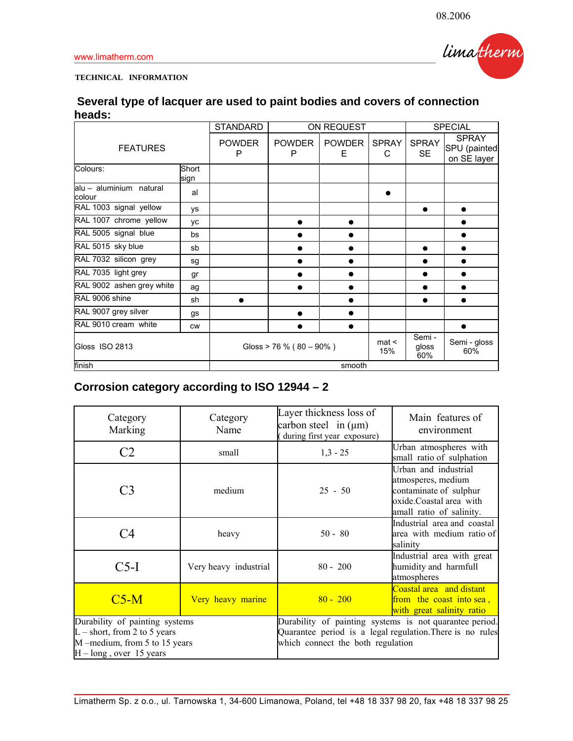www.limatherm.com

TECHNICAL INFORMATION

## Several type of lacquer are used to paint bodies and covers of connection heads:

| FEATURES | | STANDARD | ON REQUEST | | | SPECIAL | |
|---|---|---|---|---|---|---|---|
| | | POWDER P | POWDER P | POWDER E | SPRAY C | SPRAY SE | SPRAY SPU (painted on SE layer |
| Colours: | Short sign | | | | | | |
| alu – aluminium natural colour | al | | | | ● | | |
| RAL 1003 signal yellow | ys | | | | | ● | ● |
| RAL 1007 chrome yellow | yc | | ● | ● | | | ● |
| RAL 5005 signal blue | bs | | ● | ● | | | ● |
| RAL 5015 sky blue | sb | | ● | ● | | ● | ● |
| RAL 7032 silicon grey | sg | | ● | ● | | ● | ● |
| RAL 7035 light grey | gr | | ● | ● | | ● | ● |
| RAL 9002 ashen grey white | ag | | ● | ● | | ● | ● |
| RAL 9006 shine | sh | ● | | ● | | ● | ● |
| RAL 9007 grey silver | gs | | ● | ● | | | |
| RAL 9010 cream white | cw | | ● | ● | | | ● |
| Gloss ISO 2813 | | Gloss > 76 % ( 80 – 90% ) | | | mat < 15% | Semi - gloss 60% | Semi - gloss 60% |
| finish | | smooth | | | | | |

## Corrosion category according to ISO 12944 – 2

| Category Marking | Category Name | Layer thickness loss of carbon steel in (μm) ( during first year exposure) | Main features of environment |
|---|---|---|---|
| C2 | small | 1,3 - 25 | Urban atmospheres with small ratio of sulphation |
| C3 | medium | 25 - 50 | Urban and industrial atmosperes, medium contaminate of sulphur oxide.Coastal area with amall ratio of salinity. |
| C4 | heavy | 50 - 80 | Industrial area and coastal area with medium ratio of salinity |
| C5-I | Very heavy industrial | 80 - 200 | Industrial area with great humidity and harmfull atmospheres |
| C5-M | Very heavy marine | 80 - 200 | Coastal area and distant from the coast into sea , with great salinity ratio |
| Durability of painting systems<br>L – short, from 2 to 5 years<br>M –medium, from 5 to 15 years<br>H – long , over 15 years | | Durability of painting systems is not quarantee period. Quarantee period is a legal regulation.There is no rules which connect the both regulation | |

Limatherm Sp. z o.o., ul. Tarnowska 1, 34-600 Limanowa, Poland, tel +48 18 337 98 20, fax +48 18 337 98 25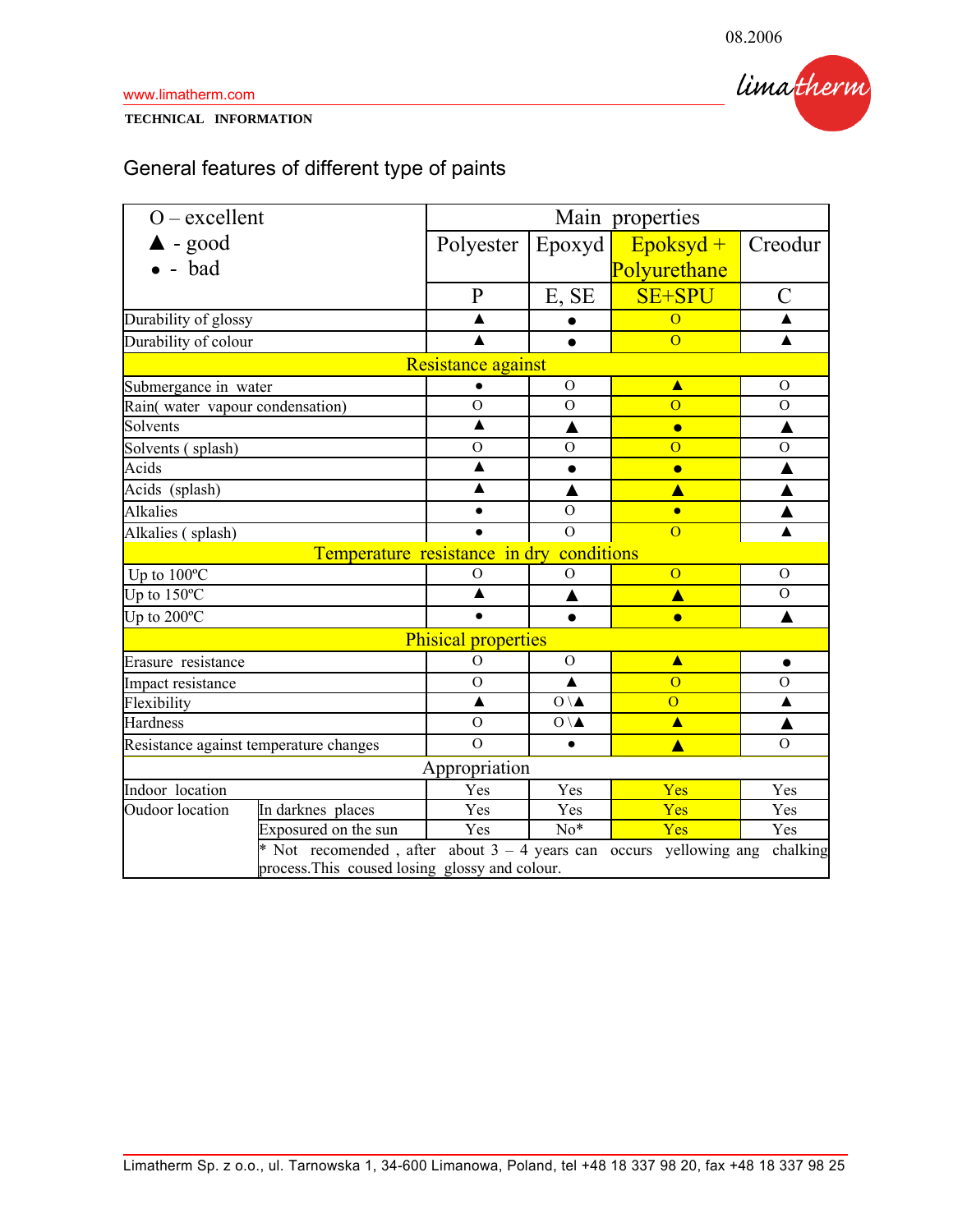08.2006

www.limatherm.com

TECHNICAL INFORMATION

## General features of different type of paints

| O – excellent<br>▲ - good<br>• - bad | Main properties | | | |
|---|---|---|---|---|
| | Polyester | Epoxyd | Epoksyd + Polyurethane | Creodur |
| | P | E, SE | SE+SPU | C |
| Durability of glossy | ▲ | • | O | ▲ |
| Durability of colour | ▲ | • | O | ▲ |
| **Resistance against** | | | | |
| Submergance in water | • | O | ▲ | O |
| Rain( water vapour condensation) | O | O | O | O |
| Solvents | ▲ | ▲ | • | ▲ |
| Solvents ( splash) | O | O | O | O |
| Acids | ▲ | • | • | ▲ |
| Acids (splash) | ▲ | ▲ | ▲ | ▲ |
| Alkalies | • | O | • | ▲ |
| Alkalies ( splash) | • | O | O | ▲ |
| **Temperature resistance in dry conditions** | | | | |
| Up to 100ºC | O | O | O | O |
| Up to 150ºC | ▲ | ▲ | ▲ | O |
| Up to 200ºC | • | • | • | ▲ |
| **Phisical properties** | | | | |
| Erasure resistance | O | O | ▲ | • |
| Impact resistance | O | ▲ | O | O |
| Flexibility | ▲ | O \ ▲ | O | ▲ |
| Hardness | O | O \ ▲ | ▲ | ▲ |
| Resistance against temperature changes | O | • | ▲ | O |
| **Appropriation** | | | | |
| Indoor location | Yes | Yes | Yes | Yes |
| Oudoor location – In darknes places | Yes | Yes | Yes | Yes |
| Oudoor location – Exposured on the sun | Yes | No* | Yes | Yes |

\* Not recomended , after about 3 – 4 years can occurs yellowing ang chalking process.This coused losing glossy and colour.

Limatherm Sp. z o.o., ul. Tarnowska 1, 34-600 Limanowa, Poland, tel +48 18 337 98 20, fax +48 18 337 98 25